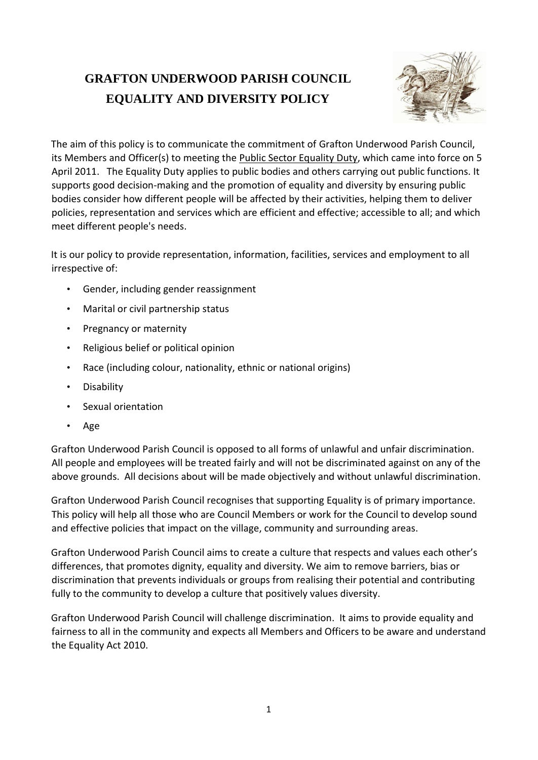# GRAFTON UNDERWOOD PARISH COUNCIL
# EQUALITY AND DIVERSITY POLICY

The aim of this policy is to communicate the commitment of Grafton Underwood Parish Council, its Members and Officer(s) to meeting the Public Sector Equality Duty, which came into force on 5 April 2011. The Equality Duty applies to public bodies and others carrying out public functions. It supports good decision-making and the promotion of equality and diversity by ensuring public bodies consider how different people will be affected by their activities, helping them to deliver policies, representation and services which are efficient and effective; accessible to all; and which meet different people's needs.

It is our policy to provide representation, information, facilities, services and employment to all irrespective of:

- Gender, including gender reassignment
- Marital or civil partnership status
- Pregnancy or maternity
- Religious belief or political opinion
- Race (including colour, nationality, ethnic or national origins)
- Disability
- Sexual orientation
- Age

Grafton Underwood Parish Council is opposed to all forms of unlawful and unfair discrimination. All people and employees will be treated fairly and will not be discriminated against on any of the above grounds. All decisions about will be made objectively and without unlawful discrimination.

Grafton Underwood Parish Council recognises that supporting Equality is of primary importance. This policy will help all those who are Council Members or work for the Council to develop sound and effective policies that impact on the village, community and surrounding areas.

Grafton Underwood Parish Council aims to create a culture that respects and values each other's differences, that promotes dignity, equality and diversity. We aim to remove barriers, bias or discrimination that prevents individuals or groups from realising their potential and contributing fully to the community to develop a culture that positively values diversity.

Grafton Underwood Parish Council will challenge discrimination. It aims to provide equality and fairness to all in the community and expects all Members and Officers to be aware and understand the Equality Act 2010.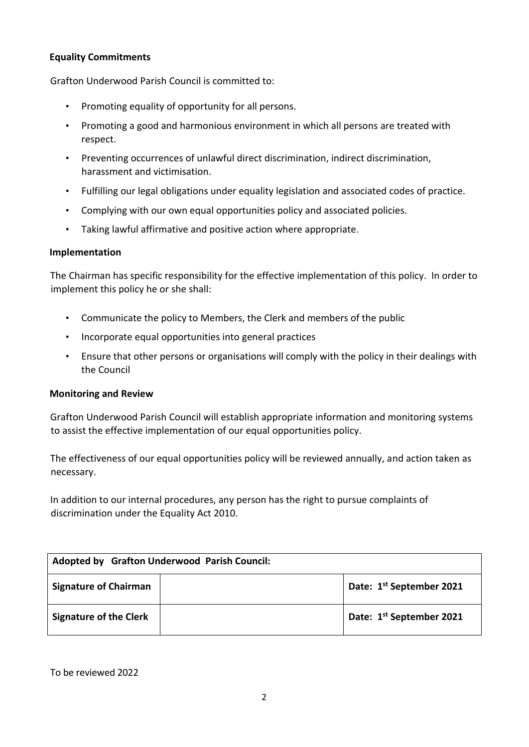**Equality Commitments**

Grafton Underwood Parish Council is committed to:

- Promoting equality of opportunity for all persons.
- Promoting a good and harmonious environment in which all persons are treated with respect.
- Preventing occurrences of unlawful direct discrimination, indirect discrimination, harassment and victimisation.
- Fulfilling our legal obligations under equality legislation and associated codes of practice.
- Complying with our own equal opportunities policy and associated policies.
- Taking lawful affirmative and positive action where appropriate.

**Implementation**

The Chairman has specific responsibility for the effective implementation of this policy. In order to implement this policy he or she shall:

- Communicate the policy to Members, the Clerk and members of the public
- Incorporate equal opportunities into general practices
- Ensure that other persons or organisations will comply with the policy in their dealings with the Council

**Monitoring and Review**

Grafton Underwood Parish Council will establish appropriate information and monitoring systems to assist the effective implementation of our equal opportunities policy.

The effectiveness of our equal opportunities policy will be reviewed annually, and action taken as necessary.

In addition to our internal procedures, any person has the right to pursue complaints of discrimination under the Equality Act 2010.

| **Adopted by Grafton Underwood Parish Council:** | | |
|---|---|---|
| **Signature of Chairman** | | **Date: 1st September 2021** |
| **Signature of the Clerk** | | **Date: 1st September 2021** |

To be reviewed 2022